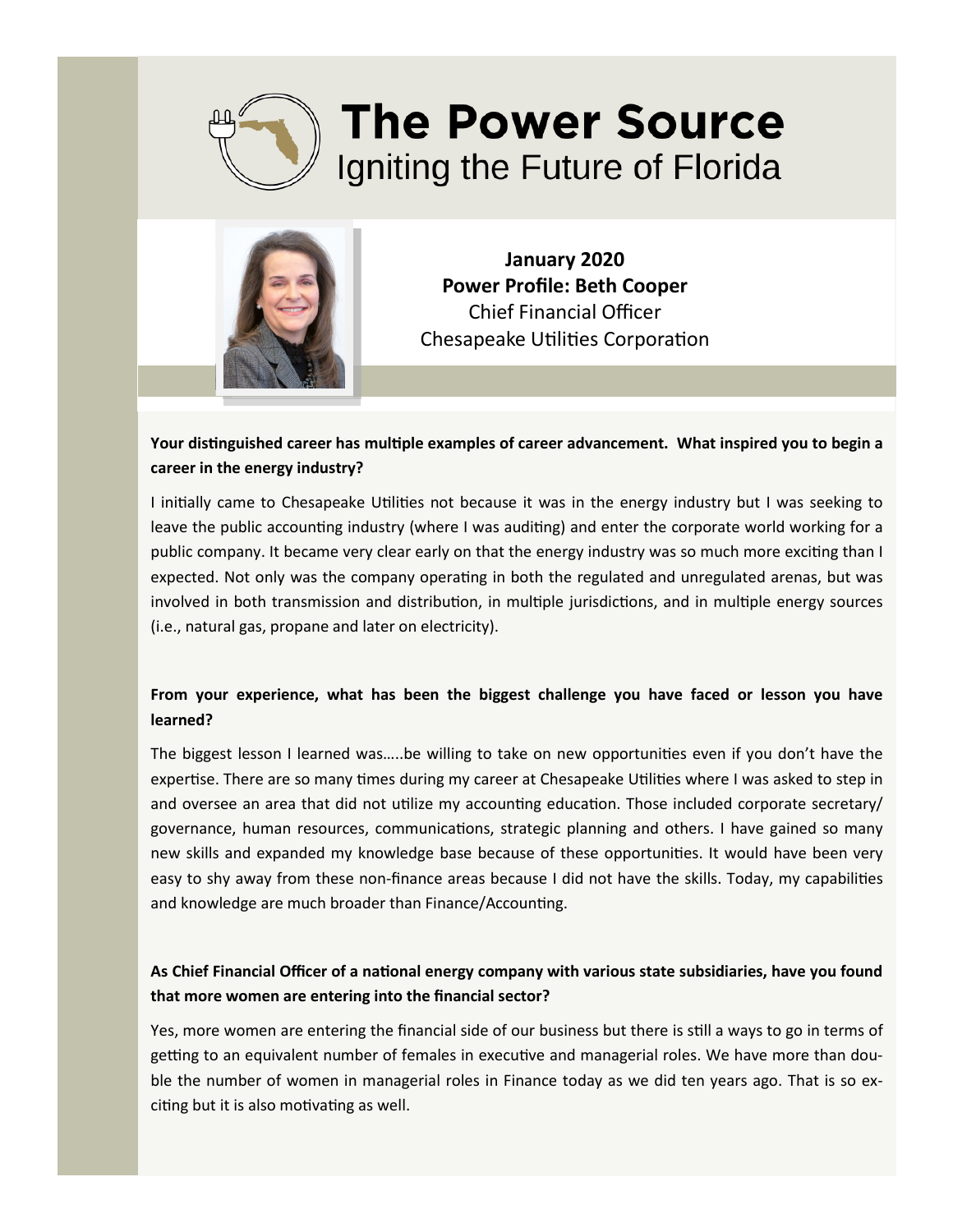# The Power Source

Igniting the Future of Florida

**January 2020**
**Power Profile: Beth Cooper**
Chief Financial Officer
Chesapeake Utilities Corporation

**Your distinguished career has multiple examples of career advancement. What inspired you to begin a career in the energy industry?**

I initially came to Chesapeake Utilities not because it was in the energy industry but I was seeking to leave the public accounting industry (where I was auditing) and enter the corporate world working for a public company. It became very clear early on that the energy industry was so much more exciting than I expected. Not only was the company operating in both the regulated and unregulated arenas, but was involved in both transmission and distribution, in multiple jurisdictions, and in multiple energy sources (i.e., natural gas, propane and later on electricity).

**From your experience, what has been the biggest challenge you have faced or lesson you have learned?**

The biggest lesson I learned was…..be willing to take on new opportunities even if you don't have the expertise. There are so many times during my career at Chesapeake Utilities where I was asked to step in and oversee an area that did not utilize my accounting education. Those included corporate secretary/ governance, human resources, communications, strategic planning and others. I have gained so many new skills and expanded my knowledge base because of these opportunities. It would have been very easy to shy away from these non-finance areas because I did not have the skills. Today, my capabilities and knowledge are much broader than Finance/Accounting.

**As Chief Financial Officer of a national energy company with various state subsidiaries, have you found that more women are entering into the financial sector?**

Yes, more women are entering the financial side of our business but there is still a ways to go in terms of getting to an equivalent number of females in executive and managerial roles. We have more than double the number of women in managerial roles in Finance today as we did ten years ago. That is so exciting but it is also motivating as well.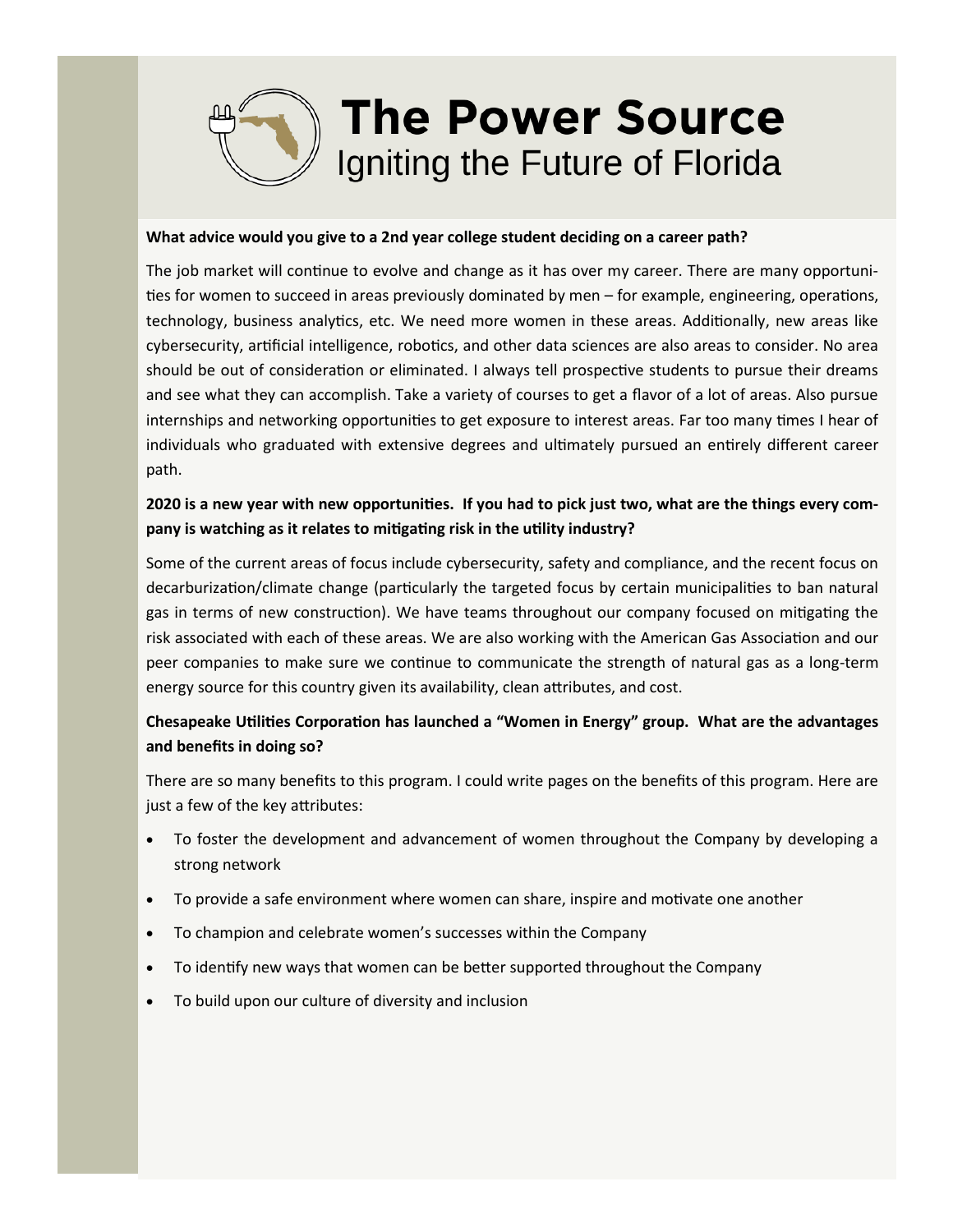# The Power Source
Igniting the Future of Florida

**What advice would you give to a 2nd year college student deciding on a career path?**

The job market will continue to evolve and change as it has over my career. There are many opportunities for women to succeed in areas previously dominated by men – for example, engineering, operations, technology, business analytics, etc. We need more women in these areas. Additionally, new areas like cybersecurity, artificial intelligence, robotics, and other data sciences are also areas to consider. No area should be out of consideration or eliminated. I always tell prospective students to pursue their dreams and see what they can accomplish. Take a variety of courses to get a flavor of a lot of areas. Also pursue internships and networking opportunities to get exposure to interest areas. Far too many times I hear of individuals who graduated with extensive degrees and ultimately pursued an entirely different career path.

**2020 is a new year with new opportunities. If you had to pick just two, what are the things every company is watching as it relates to mitigating risk in the utility industry?**

Some of the current areas of focus include cybersecurity, safety and compliance, and the recent focus on decarburization/climate change (particularly the targeted focus by certain municipalities to ban natural gas in terms of new construction). We have teams throughout our company focused on mitigating the risk associated with each of these areas. We are also working with the American Gas Association and our peer companies to make sure we continue to communicate the strength of natural gas as a long-term energy source for this country given its availability, clean attributes, and cost.

**Chesapeake Utilities Corporation has launched a "Women in Energy" group. What are the advantages and benefits in doing so?**

There are so many benefits to this program. I could write pages on the benefits of this program. Here are just a few of the key attributes:

- To foster the development and advancement of women throughout the Company by developing a strong network
- To provide a safe environment where women can share, inspire and motivate one another
- To champion and celebrate women's successes within the Company
- To identify new ways that women can be better supported throughout the Company
- To build upon our culture of diversity and inclusion